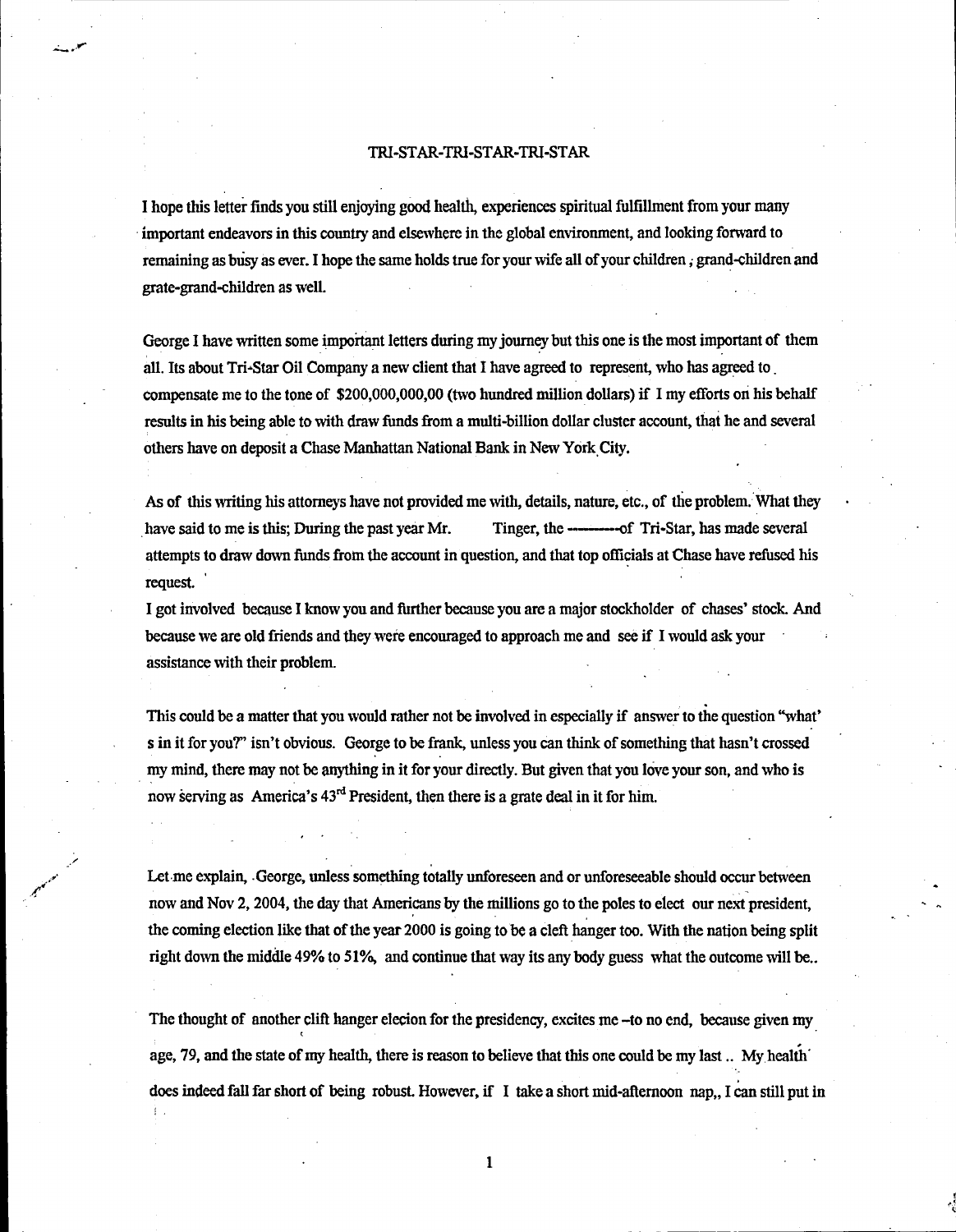TRI-STAR-TRI-STAR-TRI-STAR

I hope this letter finds you still enjoying good health, experiences spiritual fulfillment from your many important endeavors in this country and elsewhere in the global environment, and looking forward to remaining as busy as ever. I hope the same holds true for your wife all of your children , grand-children and grate-grand-children as well.

George I have written some important letters during my journey but this one is the most important of them all. Its about Tri-Star Oil Company a new client that I have agreed to represent, who has agreed to compensate me to the tone of $200,000,000,00 (two hundred million dollars) if I my efforts on his behalf results in his being able to with draw funds from a multi-billion dollar cluster account, that he and several others have on deposit a Chase Manhattan National Bank in New York City.

As of this writing his attorneys have not provided me with, details, nature, etc., of the problem. What they have said to me is this; During the past year Mr. Tinger, the ---------of Tri-Star, has made several attempts to draw down funds from the account in question, and that top officials at Chase have refused his request.

I got involved because I know you and further because you are a major stockholder of chases' stock. And because we are old friends and they were encouraged to approach me and see if I would ask your assistance with their problem.

This could be a matter that you would rather not be involved in especially if answer to the question "what' s in it for you?" isn't obvious. George to be frank, unless you can think of something that hasn't crossed my mind, there may not be anything in it for your directly. But given that you love your son, and who is now serving as America's 43rd President, then there is a grate deal in it for him.

Let me explain, George, unless something totally unforeseen and or unforeseeable should occur between now and Nov 2, 2004, the day that Americans by the millions go to the poles to elect our next president, the coming election like that of the year 2000 is going to be a cleft hanger too. With the nation being split right down the middle 49% to 51%, and continue that way its any body guess what the outcome will be..

The thought of another clift hanger elecion for the presidency, excites me –to no end, because given my age, 79, and the state of my health, there is reason to believe that this one could be my last .. My health does indeed fall far short of being robust. However, if I take a short mid-afternoon nap,, I can still put in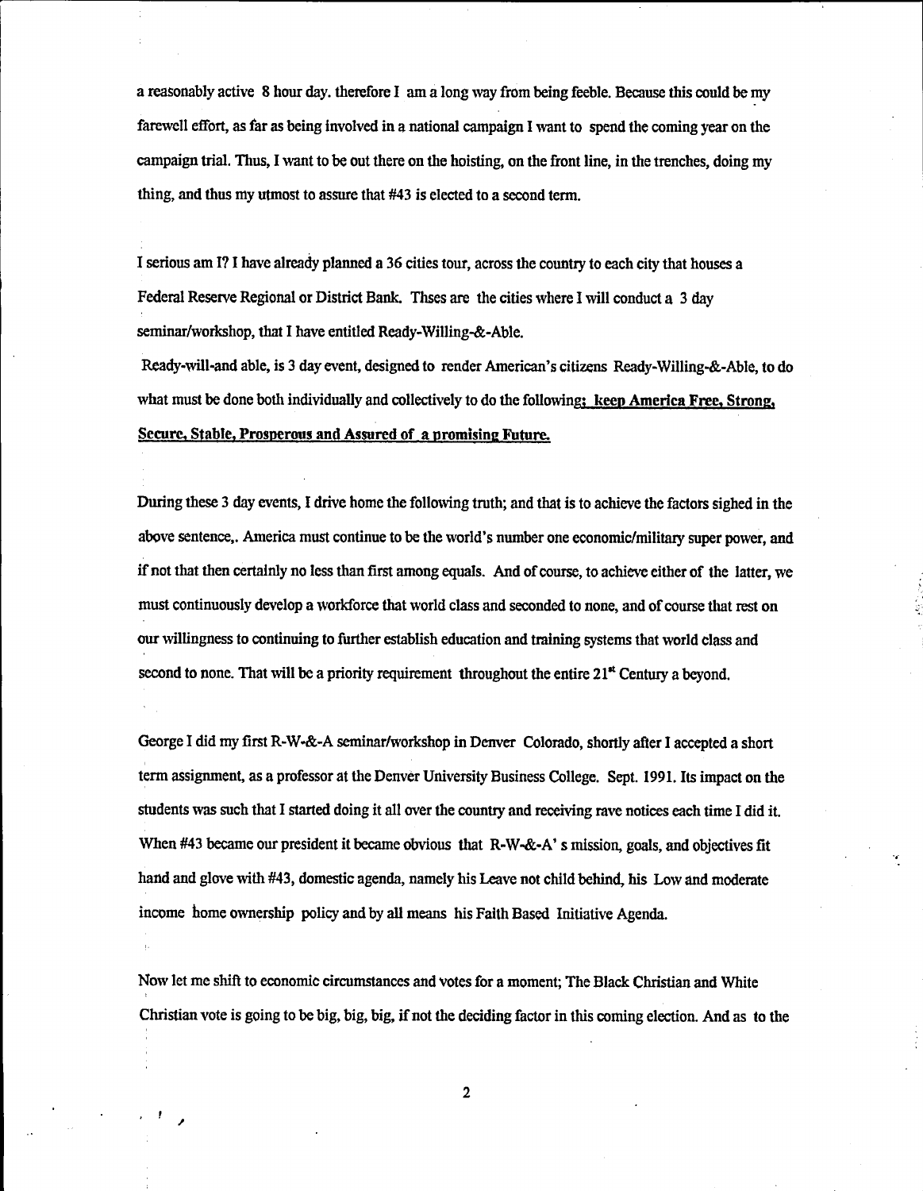a reasonably active 8 hour day. therefore I am a long way from being feeble. Because this could be my farewell effort, as far as being involved in a national campaign I want to spend the coming year on the campaign trial. Thus, I want to be out there on the hoisting, on the front line, in the trenches, doing my thing, and thus my utmost to assure that #43 is elected to a second term.

I serious am I? I have already planned a 36 cities tour, across the country to each city that houses a Federal Reserve Regional or District Bank. Thses are the cities where I will conduct a 3 day seminar/workshop, that I have entitled Ready-Willing-&-Able.

Ready-will-and able, is 3 day event, designed to render American's citizens Ready-Willing-&-Able, to do what must be done both individually and collectively to do the following; **keep America Free, Strong, Secure, Stable, Prosperous and Assured of a promising Future.**

During these 3 day events, I drive home the following truth; and that is to achieve the factors sighed in the above sentence,. America must continue to be the world's number one economic/military super power, and if not that then certainly no less than first among equals. And of course, to achieve either of the latter, we must continuously develop a workforce that world class and seconded to none, and of course that rest on our willingness to continuing to further establish education and training systems that world class and second to none. That will be a priority requirement throughout the entire 21st Century a beyond.

George I did my first R-W-&-A seminar/workshop in Denver Colorado, shortly after I accepted a short term assignment, as a professor at the Denver University Business College. Sept. 1991. Its impact on the students was such that I started doing it all over the country and receiving rave notices each time I did it. When #43 became our president it became obvious that R-W-&-A' s mission, goals, and objectives fit hand and glove with #43, domestic agenda, namely his Leave not child behind, his Low and moderate income home ownership policy and by all means his Faith Based Initiative Agenda.

Now let me shift to economic circumstances and votes for a moment; The Black Christian and White Christian vote is going to be big, big, big, if not the deciding factor in this coming election. And as to the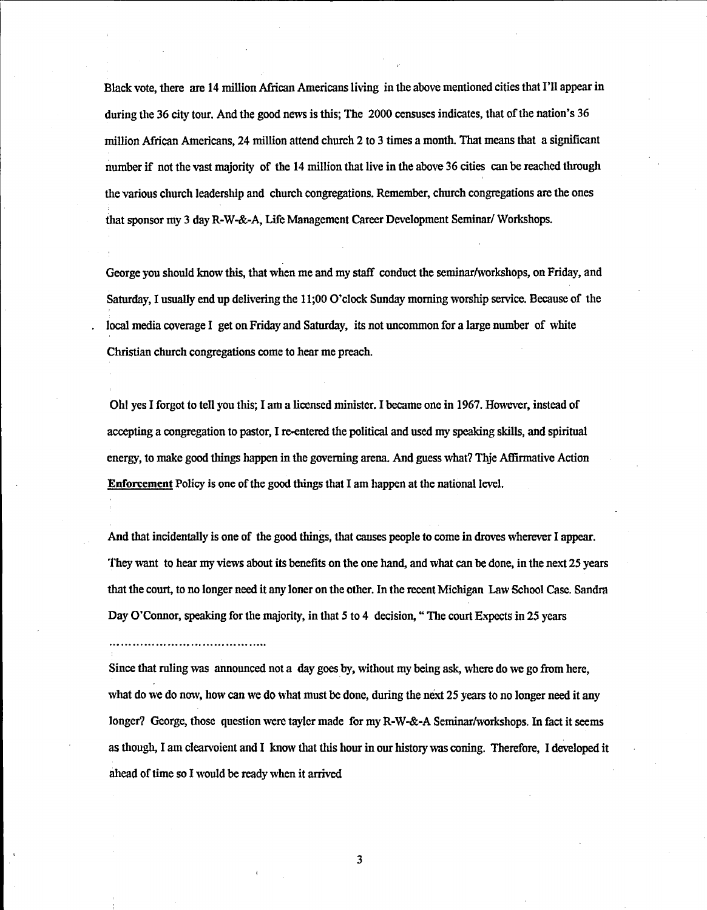Black vote, there are 14 million African Americans living in the above mentioned cities that I'll appear in during the 36 city tour. And the good news is this; The 2000 censuses indicates, that of the nation's 36 million African Americans, 24 million attend church 2 to 3 times a month. That means that a significant number if not the vast majority of the 14 million that live in the above 36 cities can be reached through the various church leadership and church congregations. Remember, church congregations are the ones that sponsor my 3 day R-W-&-A, Life Management Career Development Seminar/ Workshops.

George you should know this, that when me and my staff conduct the seminar/workshops, on Friday, and Saturday, I usually end up delivering the 11;00 O'clock Sunday morning worship service. Because of the local media coverage I get on Friday and Saturday, its not uncommon for a large number of white Christian church congregations come to hear me preach.

Oh! yes I forgot to tell you this; I am a licensed minister. I became one in 1967. However, instead of accepting a congregation to pastor, I re-entered the political and used my speaking skills, and spiritual energy, to make good things happen in the governing arena. And guess what? Thje Affirmative Action **Enforcement** Policy is one of the good things that I am happen at the national level.

And that incidentally is one of the good things, that causes people to come in droves wherever I appear. They want to hear my views about its benefits on the one hand, and what can be done, in the next 25 years that the court, to no longer need it any loner on the other. In the recent Michigan Law School Case. Sandra Day O'Connor, speaking for the majority, in that 5 to 4 decision, " The court Expects in 25 years

.........................................

Since that ruling was announced not a day goes by, without my being ask, where do we go from here, what do we do now, how can we do what must be done, during the next 25 years to no longer need it any longer? George, those question were tayler made for my R-W-&-A Seminar/workshops. In fact it seems as though, I am clearvoient and I know that this hour in our history was coning. Therefore, I developed it ahead of time so I would be ready when it arrived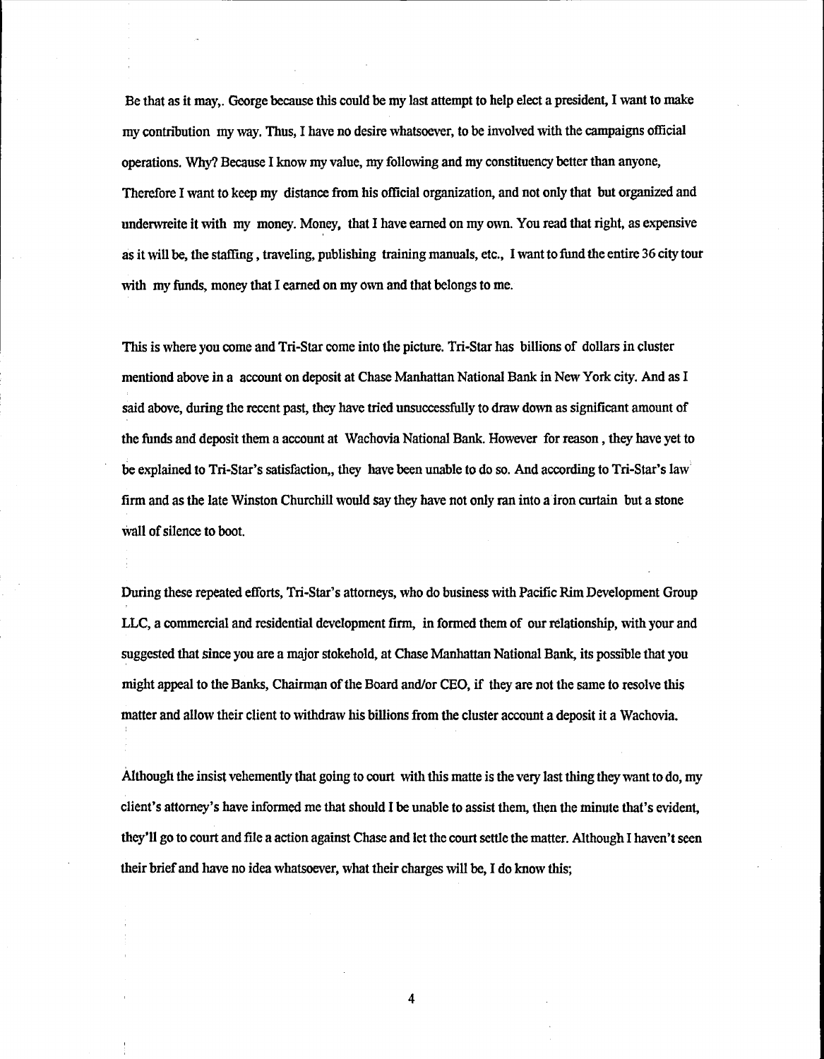Be that as it may,. George because this could be my last attempt to help elect a president, I want to make my contribution my way. Thus, I have no desire whatsoever, to be involved with the campaigns official operations. Why? Because I know my value, my following and my constituency better than anyone, Therefore I want to keep my distance from his official organization, and not only that but organized and underwreite it with my money. Money, that I have earned on my own. You read that right, as expensive as it will be, the staffing , traveling, publishing training manuals, etc., I want to fund the entire 36 city tour with my funds, money that I earned on my own and that belongs to me.

This is where you come and Tri-Star come into the picture. Tri-Star has billions of dollars in cluster mentiond above in a account on deposit at Chase Manhattan National Bank in New York city. And as I said above, during the recent past, they have tried unsuccessfully to draw down as significant amount of the funds and deposit them a account at Wachovia National Bank. However for reason , they have yet to be explained to Tri-Star's satisfaction,, they have been unable to do so. And according to Tri-Star's law firm and as the late Winston Churchill would say they have not only ran into a iron curtain but a stone wall of silence to boot.

During these repeated efforts, Tri-Star's attorneys, who do business with Pacific Rim Development Group LLC, a commercial and residential development firm, in formed them of our relationship, with your and suggested that since you are a major stokehold, at Chase Manhattan National Bank, its possible that you might appeal to the Banks, Chairman of the Board and/or CEO, if they are not the same to resolve this matter and allow their client to withdraw his billions from the cluster account a deposit it a Wachovia.

Although the insist vehemently that going to court with this matte is the very last thing they want to do, my client's attorney's have informed me that should I be unable to assist them, then the minute that's evident, they'll go to court and file a action against Chase and let the court settle the matter. Although I haven't seen their brief and have no idea whatsoever, what their charges will be, I do know this;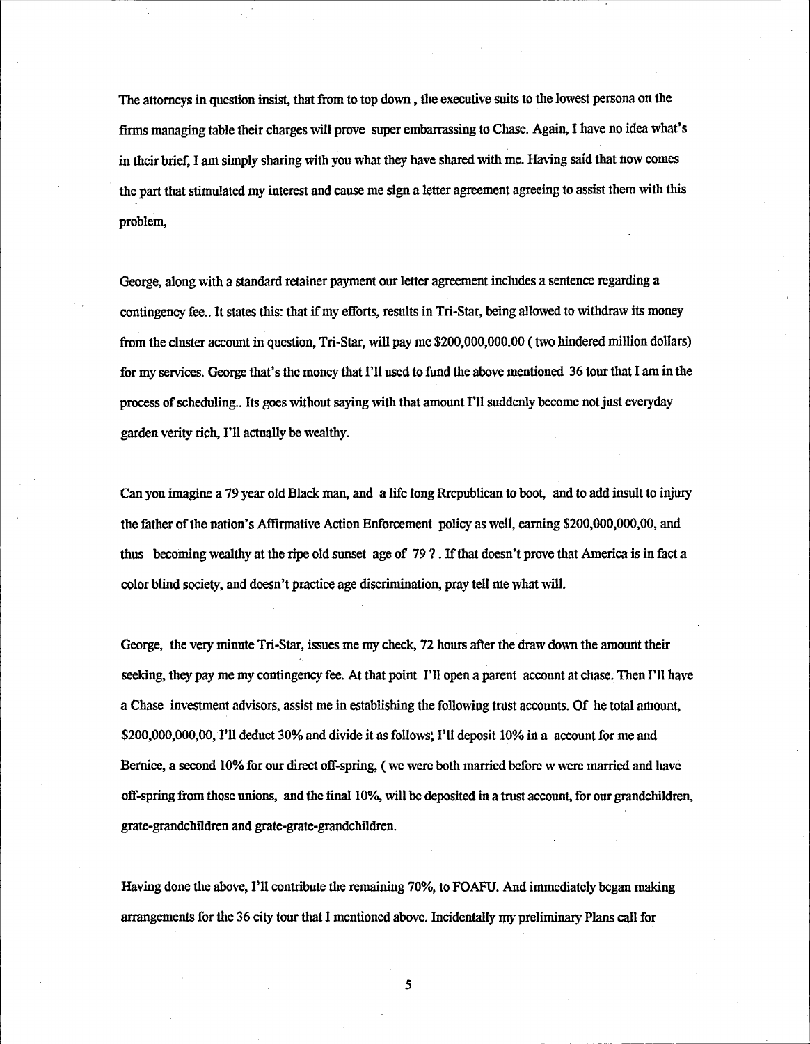The attorneys in question insist, that from to top down , the executive suits to the lowest persona on the firms managing table their charges will prove super embarrassing to Chase. Again, I have no idea what's in their brief, I am simply sharing with you what they have shared with me. Having said that now comes the part that stimulated my interest and cause me sign a letter agreement agreeing to assist them with this problem,

George, along with a standard retainer payment our letter agreement includes a sentence regarding a contingency fee.. It states this: that if my efforts, results in Tri-Star, being allowed to withdraw its money from the cluster account in question, Tri-Star, will pay me $200,000,000.00 ( two hindered million dollars) for my services. George that's the money that I'll used to fund the above mentioned 36 tour that I am in the process of scheduling.. Its goes without saying with that amount I'll suddenly become not just everyday garden verity rich, I'll actually be wealthy.

Can you imagine a 79 year old Black man, and a life long Rrepublican to boot, and to add insult to injury the father of the nation's Affirmative Action Enforcement policy as well, earning $200,000,000,00, and thus becoming wealthy at the ripe old sunset age of 79 ? . If that doesn't prove that America is in fact a color blind society, and doesn't practice age discrimination, pray tell me what will.

George, the very minute Tri-Star, issues me my check, 72 hours after the draw down the amount their seeking, they pay me my contingency fee. At that point I'll open a parent account at chase. Then I'll have a Chase investment advisors, assist me in establishing the following trust accounts. Of he total amount, $200,000,000,00, I'll deduct 30% and divide it as follows; I'll deposit 10% in a account for me and Bernice, a second 10% for our direct off-spring, ( we were both married before w were married and have off-spring from those unions, and the final 10%, will be deposited in a trust account, for our grandchildren, grate-grandchildren and grate-grate-grandchildren.

Having done the above, I'll contribute the remaining 70%, to FOAFU. And immediately began making arrangements for the 36 city tour that I mentioned above. Incidentally my preliminary Plans call for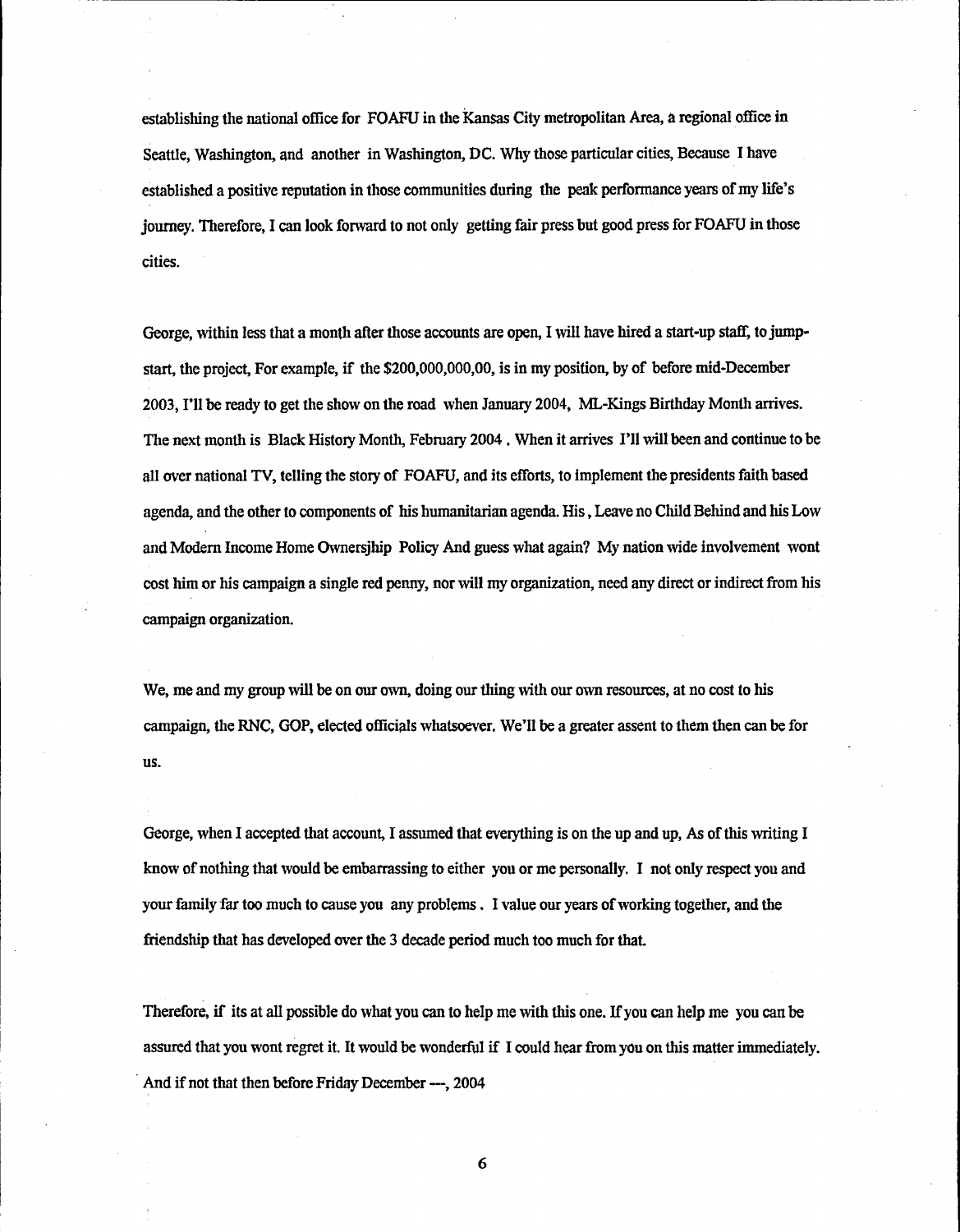establishing the national office for FOAFU in the Kansas City metropolitan Area, a regional office in Seattle, Washington, and another in Washington, DC. Why those particular cities, Because I have established a positive reputation in those communities during the peak performance years of my life's journey. Therefore, I can look forward to not only getting fair press but good press for FOAFU in those cities.

George, within less that a month after those accounts are open, I will have hired a start-up staff, to jump-start, the project, For example, if the $200,000,000,00, is in my position, by of before mid-December 2003, I'll be ready to get the show on the road when January 2004, ML-Kings Birthday Month arrives. The next month is Black History Month, February 2004 . When it arrives I'll will been and continue to be all over national TV, telling the story of FOAFU, and its efforts, to implement the presidents faith based agenda, and the other to components of his humanitarian agenda. His , Leave no Child Behind and his Low and Modern Income Home Ownersjhip Policy And guess what again? My nation wide involvement wont cost him or his campaign a single red penny, nor will my organization, need any direct or indirect from his campaign organization.

We, me and my group will be on our own, doing our thing with our own resources, at no cost to his campaign, the RNC, GOP, elected officials whatsoever. We'll be a greater assent to them then can be for us.

George, when I accepted that account, I assumed that everything is on the up and up, As of this writing I know of nothing that would be embarrassing to either you or me personally. I not only respect you and your family far too much to cause you any problems . I value our years of working together, and the friendship that has developed over the 3 decade period much too much for that.

Therefore, if its at all possible do what you can to help me with this one. If you can help me you can be assured that you wont regret it. It would be wonderful if I could hear from you on this matter immediately. And if not that then before Friday December ---, 2004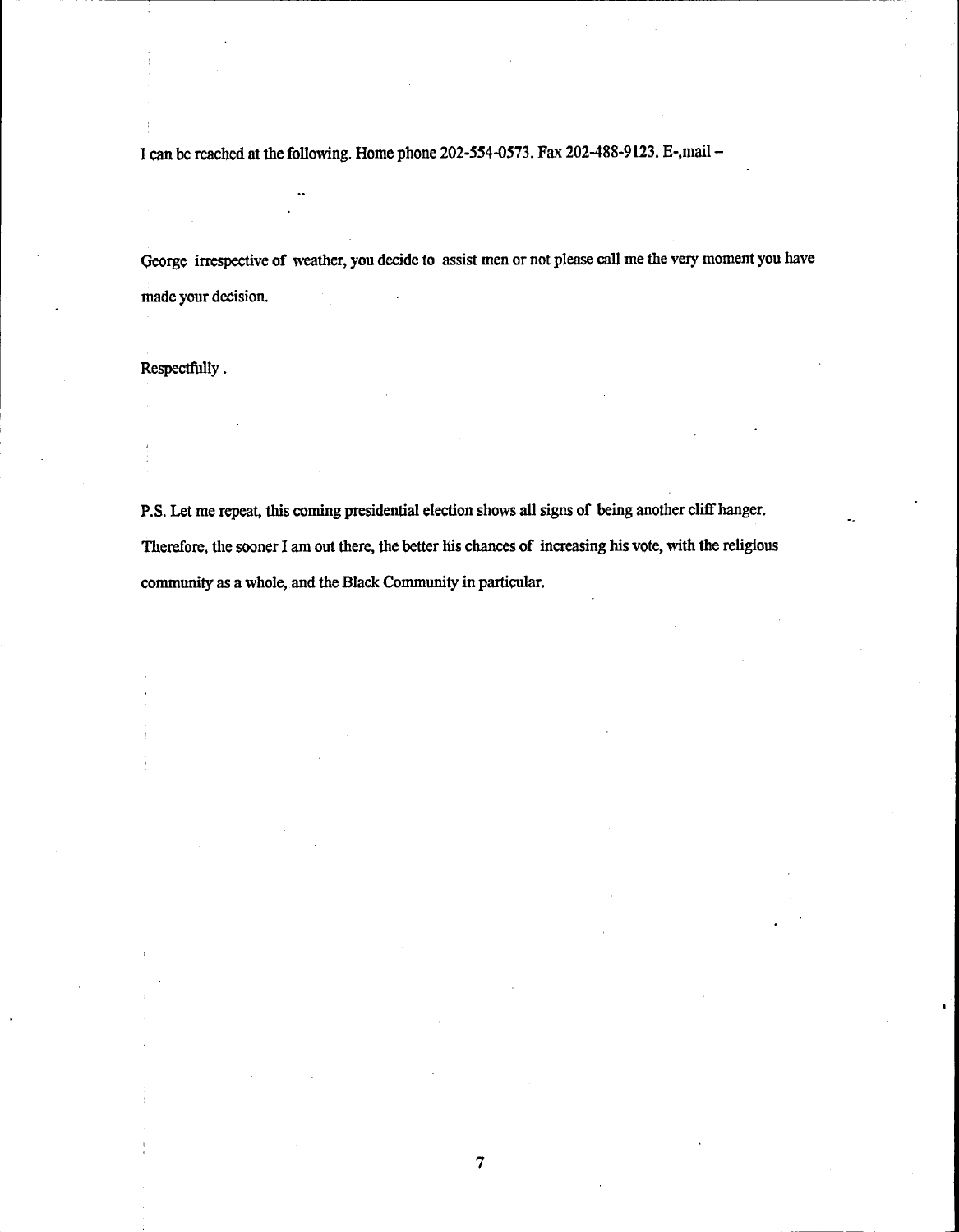I can be reached at the following. Home phone 202-554-0573. Fax 202-488-9123. E-,mail –

George irrespective of weather, you decide to assist men or not please call me the very moment you have made your decision.

Respectfully .

P.S. Let me repeat, this coming presidential election shows all signs of being another cliff hanger. Therefore, the sooner I am out there, the better his chances of increasing his vote, with the religious community as a whole, and the Black Community in particular.